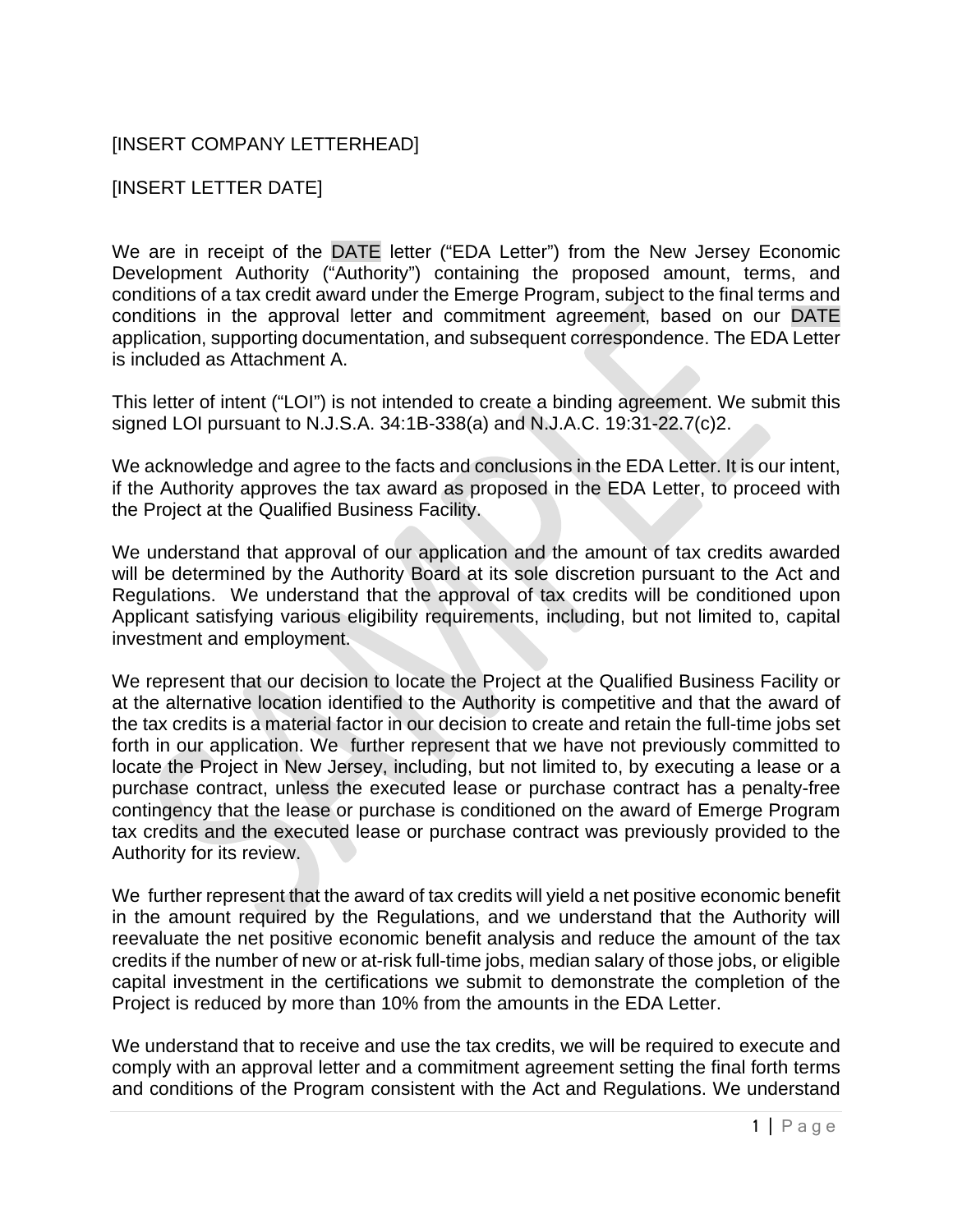[INSERT COMPANY LETTERHEAD]

[INSERT LETTER DATE]

We are in receipt of the DATE letter ("EDA Letter") from the New Jersey Economic Development Authority ("Authority") containing the proposed amount, terms, and conditions of a tax credit award under the Emerge Program, subject to the final terms and conditions in the approval letter and commitment agreement, based on our DATE application, supporting documentation, and subsequent correspondence. The EDA Letter is included as Attachment A.

This letter of intent ("LOI") is not intended to create a binding agreement. We submit this signed LOI pursuant to N.J.S.A. 34:1B-338(a) and N.J.A.C. 19:31-22.7(c)2.

We acknowledge and agree to the facts and conclusions in the EDA Letter. It is our intent, if the Authority approves the tax award as proposed in the EDA Letter, to proceed with the Project at the Qualified Business Facility.

We understand that approval of our application and the amount of tax credits awarded will be determined by the Authority Board at its sole discretion pursuant to the Act and Regulations. We understand that the approval of tax credits will be conditioned upon Applicant satisfying various eligibility requirements, including, but not limited to, capital investment and employment.

We represent that our decision to locate the Project at the Qualified Business Facility or at the alternative location identified to the Authority is competitive and that the award of the tax credits is a material factor in our decision to create and retain the full-time jobs set forth in our application. We further represent that we have not previously committed to locate the Project in New Jersey, including, but not limited to, by executing a lease or a purchase contract, unless the executed lease or purchase contract has a penalty-free contingency that the lease or purchase is conditioned on the award of Emerge Program tax credits and the executed lease or purchase contract was previously provided to the Authority for its review.

We further represent that the award of tax credits will yield a net positive economic benefit in the amount required by the Regulations, and we understand that the Authority will reevaluate the net positive economic benefit analysis and reduce the amount of the tax credits if the number of new or at-risk full-time jobs, median salary of those jobs, or eligible capital investment in the certifications we submit to demonstrate the completion of the Project is reduced by more than 10% from the amounts in the EDA Letter.

We understand that to receive and use the tax credits, we will be required to execute and comply with an approval letter and a commitment agreement setting the final forth terms and conditions of the Program consistent with the Act and Regulations. We understand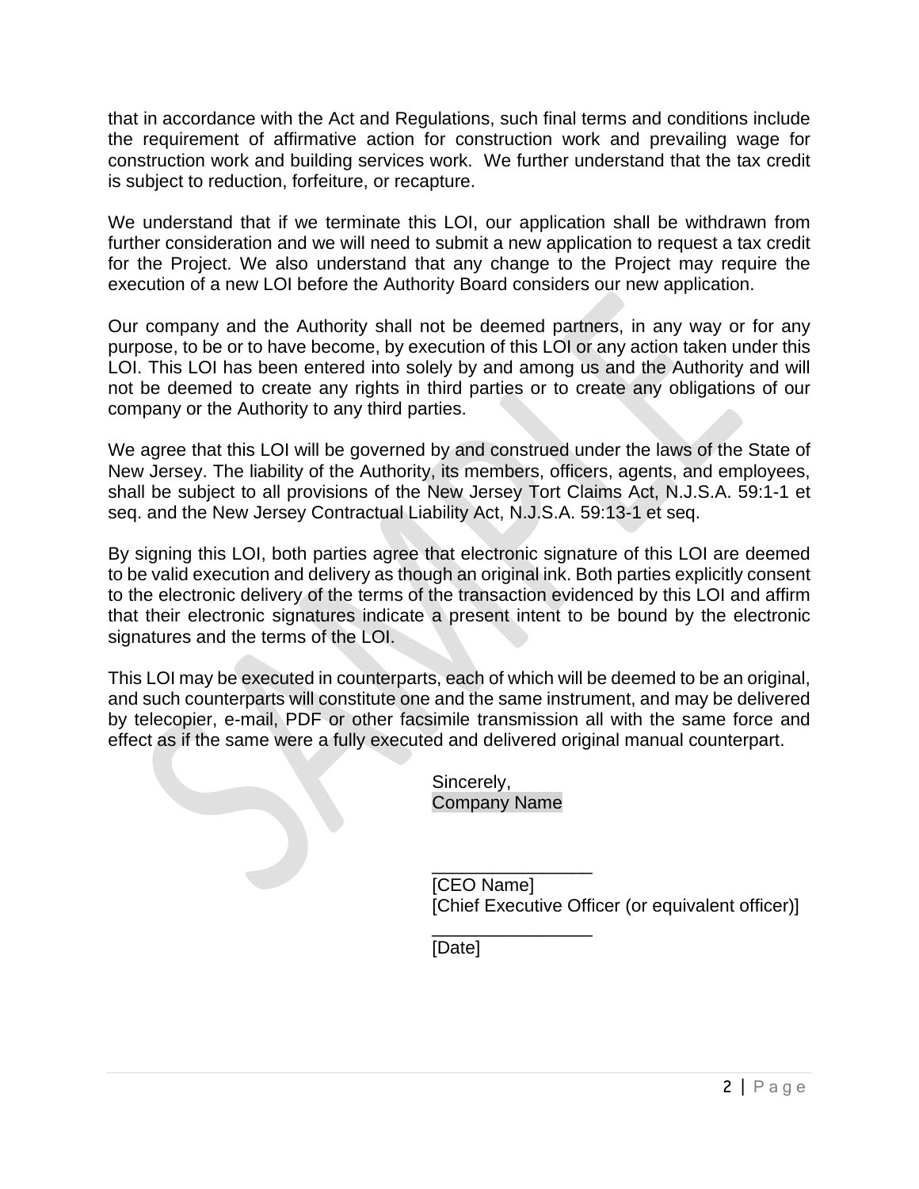that in accordance with the Act and Regulations, such final terms and conditions include the requirement of affirmative action for construction work and prevailing wage for construction work and building services work. We further understand that the tax credit is subject to reduction, forfeiture, or recapture.

We understand that if we terminate this LOI, our application shall be withdrawn from further consideration and we will need to submit a new application to request a tax credit for the Project. We also understand that any change to the Project may require the execution of a new LOI before the Authority Board considers our new application.

Our company and the Authority shall not be deemed partners, in any way or for any purpose, to be or to have become, by execution of this LOI or any action taken under this LOI. This LOI has been entered into solely by and among us and the Authority and will not be deemed to create any rights in third parties or to create any obligations of our company or the Authority to any third parties.

We agree that this LOI will be governed by and construed under the laws of the State of New Jersey. The liability of the Authority, its members, officers, agents, and employees, shall be subject to all provisions of the New Jersey Tort Claims Act, N.J.S.A. 59:1-1 et seq. and the New Jersey Contractual Liability Act, N.J.S.A. 59:13-1 et seq.

By signing this LOI, both parties agree that electronic signature of this LOI are deemed to be valid execution and delivery as though an original ink. Both parties explicitly consent to the electronic delivery of the terms of the transaction evidenced by this LOI and affirm that their electronic signatures indicate a present intent to be bound by the electronic signatures and the terms of the LOI.

This LOI may be executed in counterparts, each of which will be deemed to be an original, and such counterparts will constitute one and the same instrument, and may be delivered by telecopier, e-mail, PDF or other facsimile transmission all with the same force and effect as if the same were a fully executed and delivered original manual counterpart.

Sincerely,
Company Name

\_\_\_\_\_\_\_\_\_\_\_\_\_\_\_\_
[CEO Name]
[Chief Executive Officer (or equivalent officer)]

\_\_\_\_\_\_\_\_\_\_\_\_\_\_\_\_
[Date]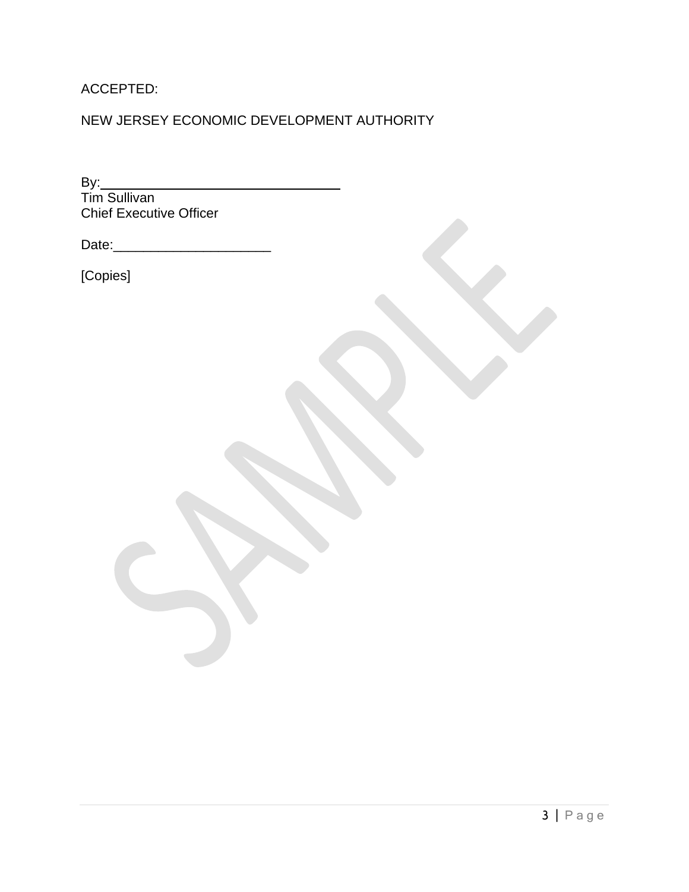ACCEPTED:

NEW JERSEY ECONOMIC DEVELOPMENT AUTHORITY

By:________________________________
Tim Sullivan
Chief Executive Officer

Date:_____________________

[Copies]